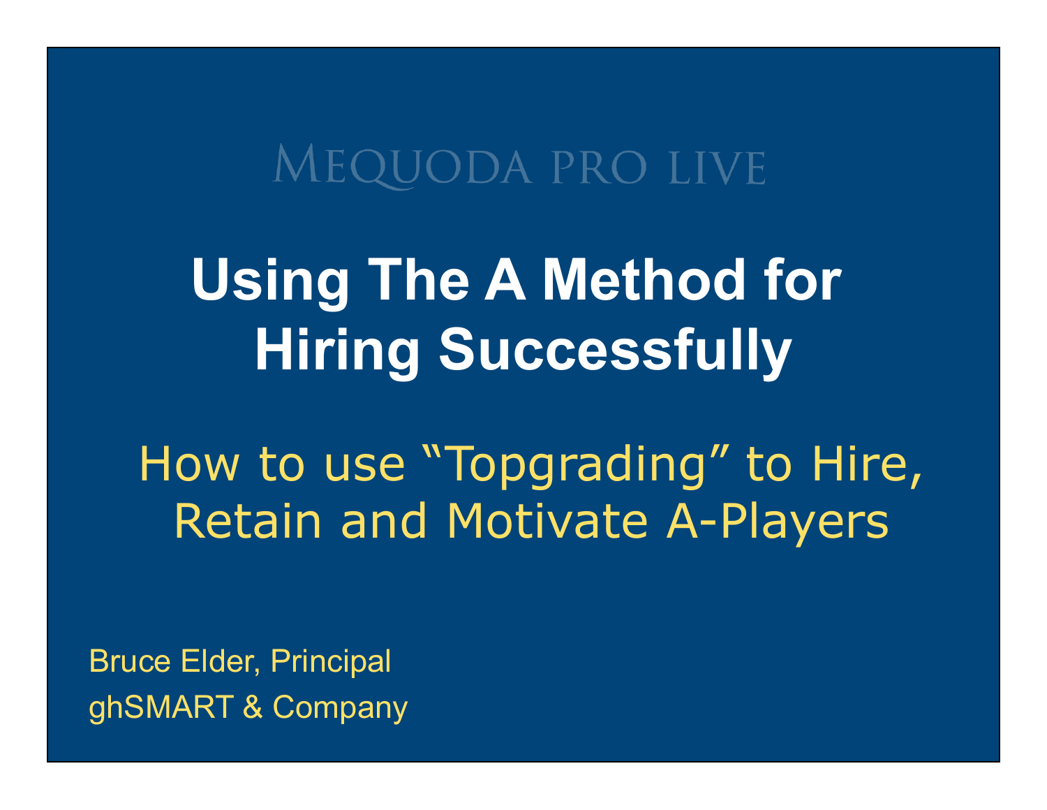MEQUODA PRO LIVE

# Using The A Method for Hiring Successfully

## How to use "Topgrading" to Hire, Retain and Motivate A-Players

Bruce Elder, Principal
ghSMART & Company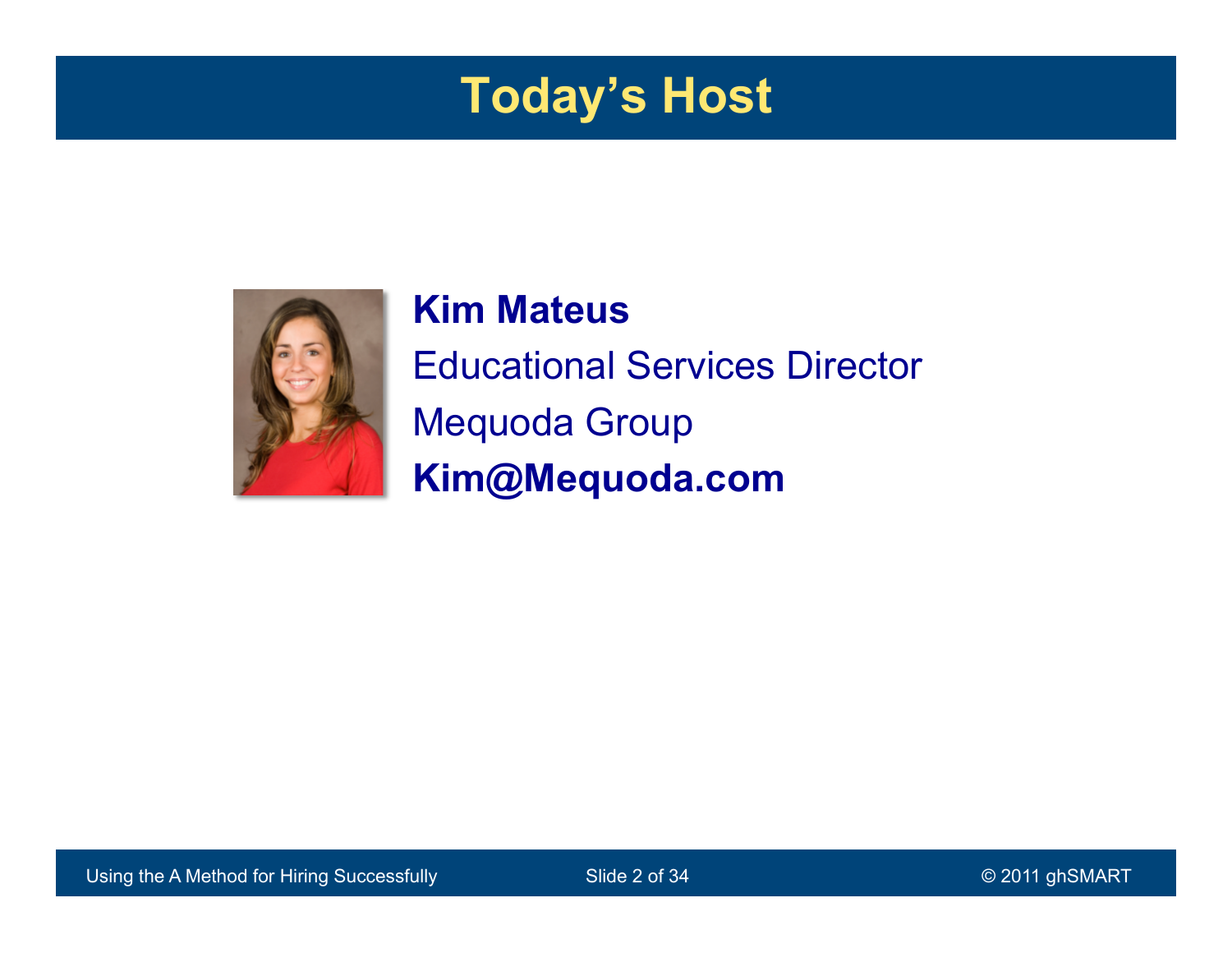# Today's Host

**Kim Mateus**

Educational Services Director

Mequoda Group

**Kim@Mequoda.com**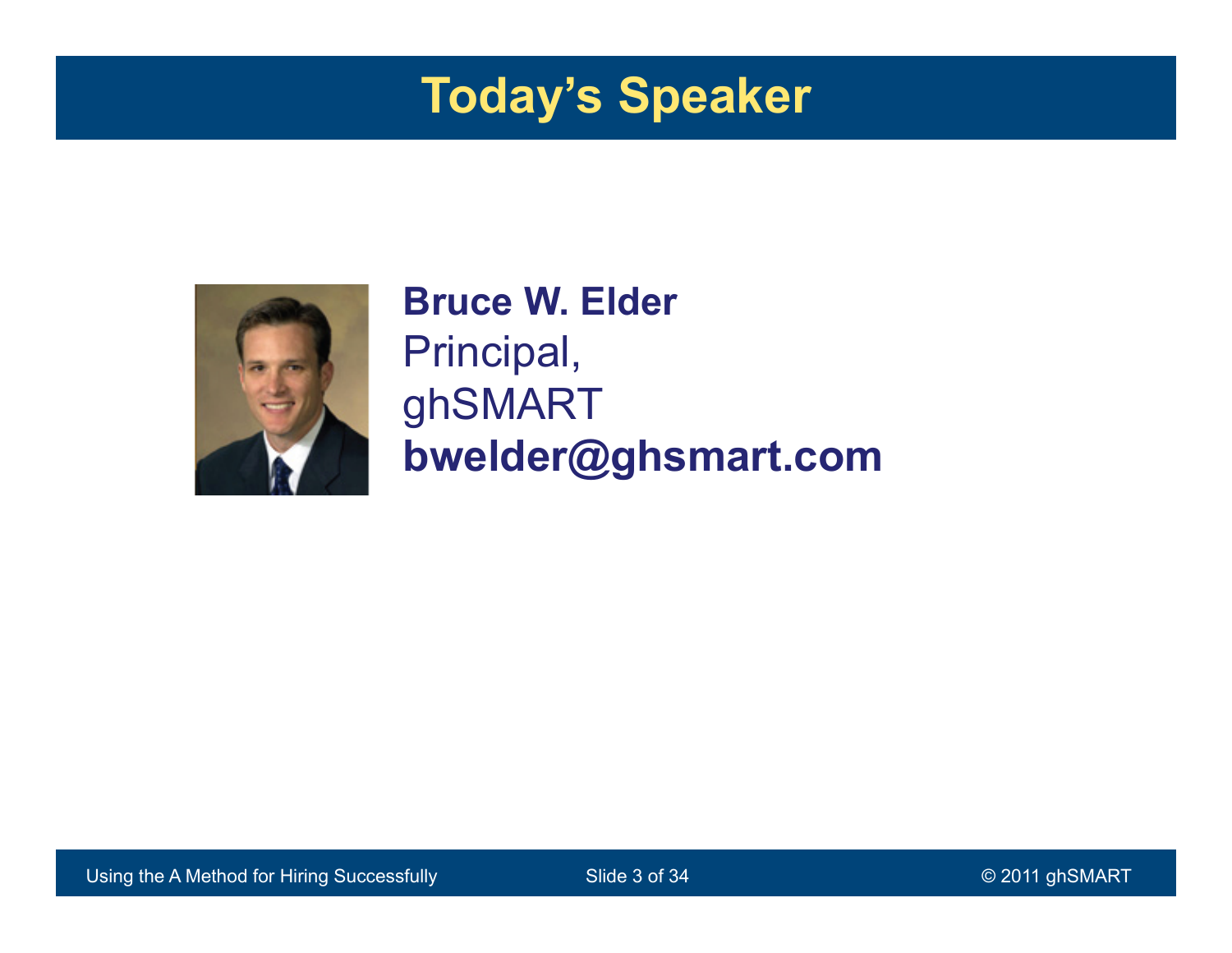# Today's Speaker

**Bruce W. Elder**
Principal,
ghSMART
**bwelder@ghsmart.com**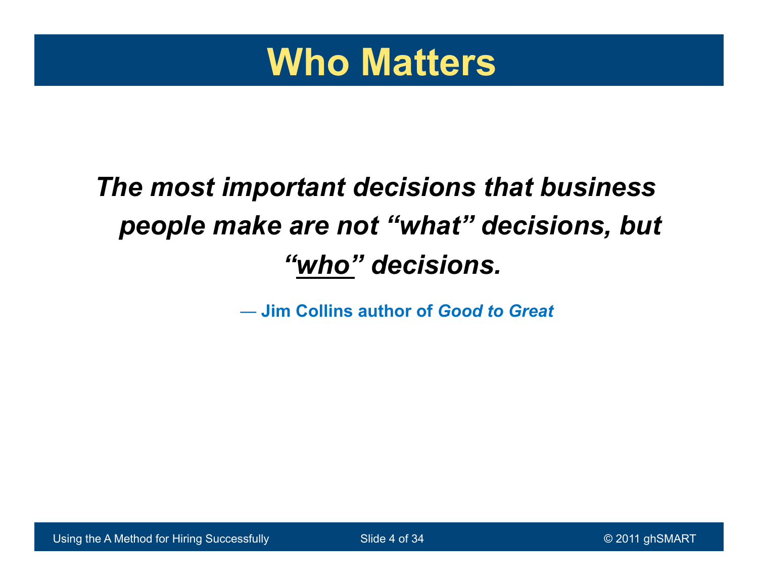# Who Matters

***The most important decisions that business people make are not "what" decisions, but "<u>who</u>" decisions.***

**— Jim Collins author of *Good to Great***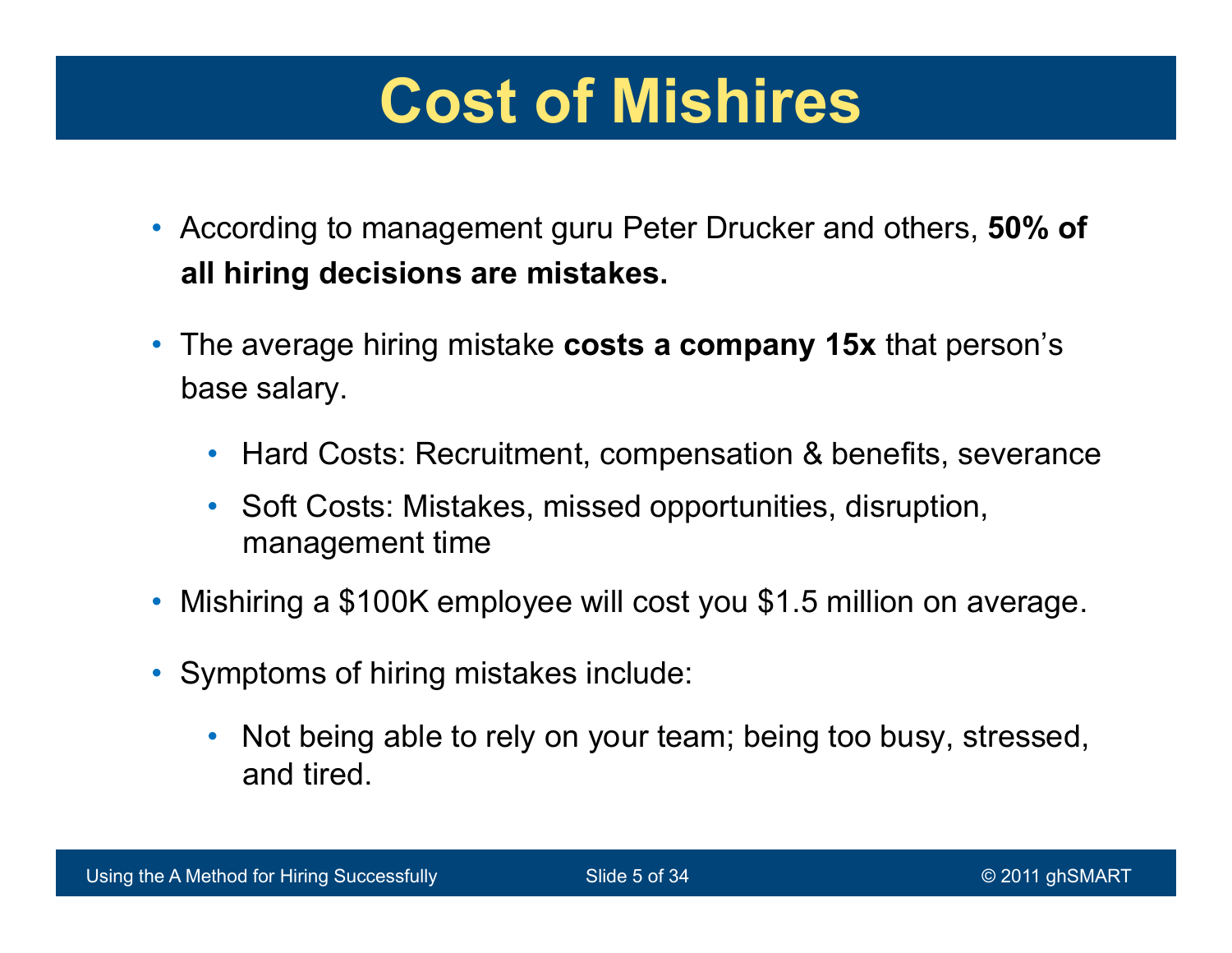# Cost of Mishires

- According to management guru Peter Drucker and others, **50% of all hiring decisions are mistakes.**
- The average hiring mistake **costs a company 15x** that person's base salary.
  - Hard Costs: Recruitment, compensation & benefits, severance
  - Soft Costs: Mistakes, missed opportunities, disruption, management time
- Mishiring a $100K employee will cost you $1.5 million on average.
- Symptoms of hiring mistakes include:
  - Not being able to rely on your team; being too busy, stressed, and tired.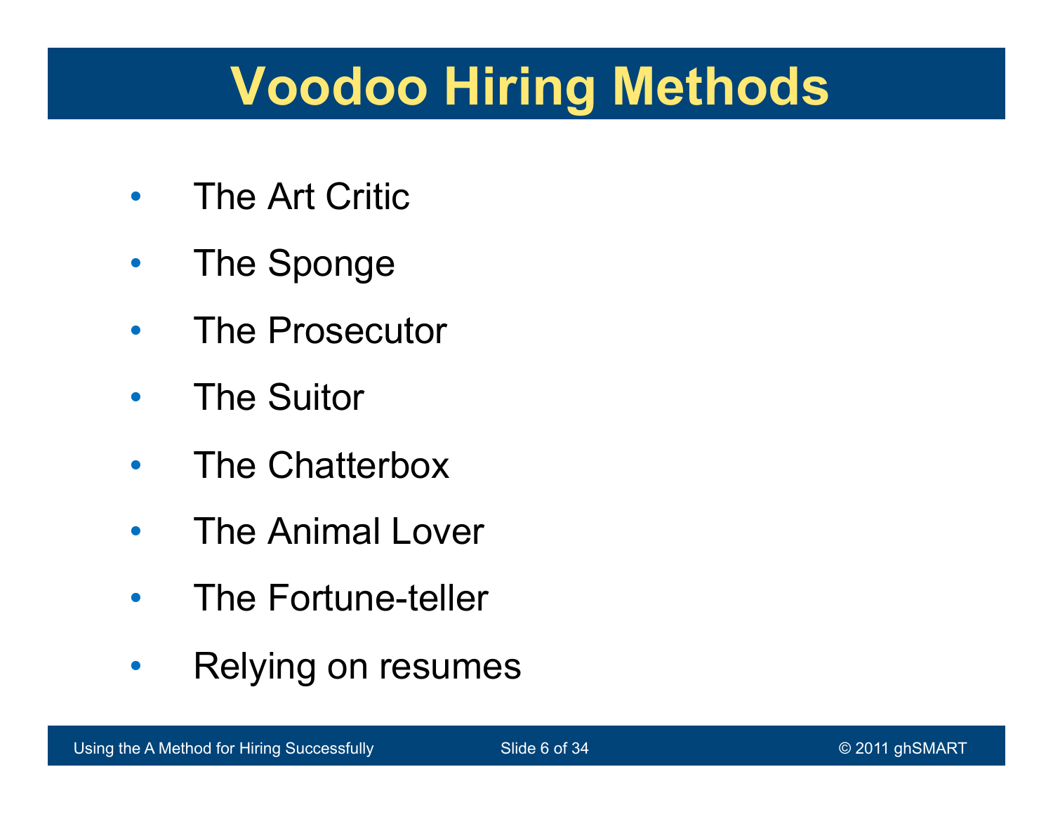# Voodoo Hiring Methods

- The Art Critic
- The Sponge
- The Prosecutor
- The Suitor
- The Chatterbox
- The Animal Lover
- The Fortune-teller
- Relying on resumes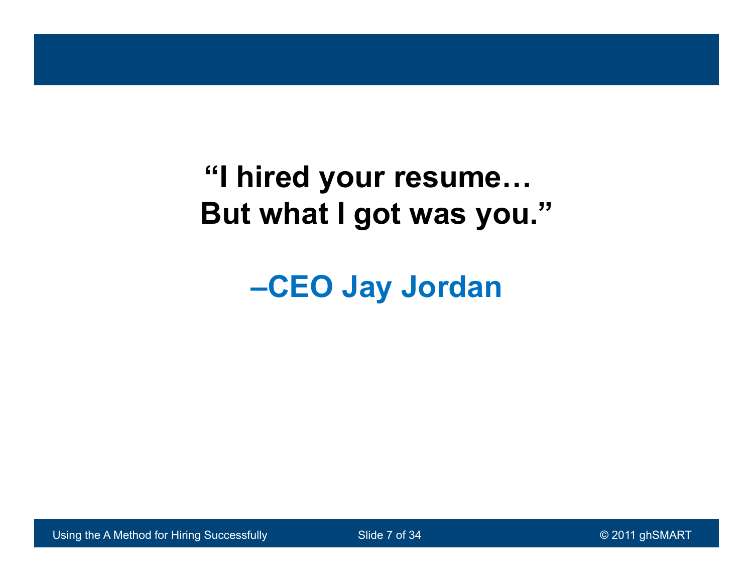**"I hired your resume… But what I got was you."**

**–CEO Jay Jordan**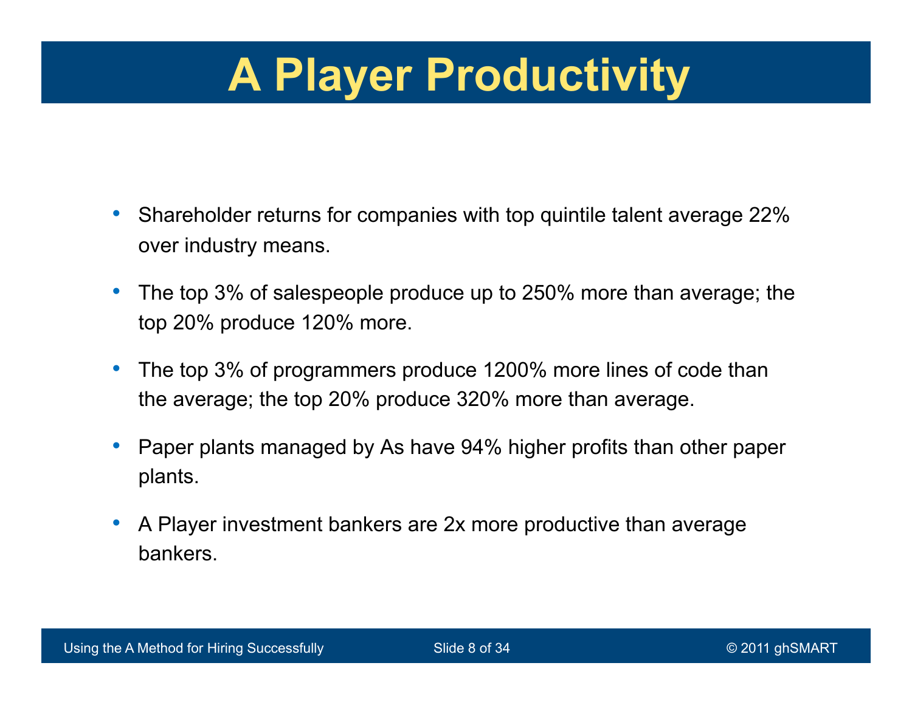# A Player Productivity

- Shareholder returns for companies with top quintile talent average 22% over industry means.
- The top 3% of salespeople produce up to 250% more than average; the top 20% produce 120% more.
- The top 3% of programmers produce 1200% more lines of code than the average; the top 20% produce 320% more than average.
- Paper plants managed by As have 94% higher profits than other paper plants.
- A Player investment bankers are 2x more productive than average bankers.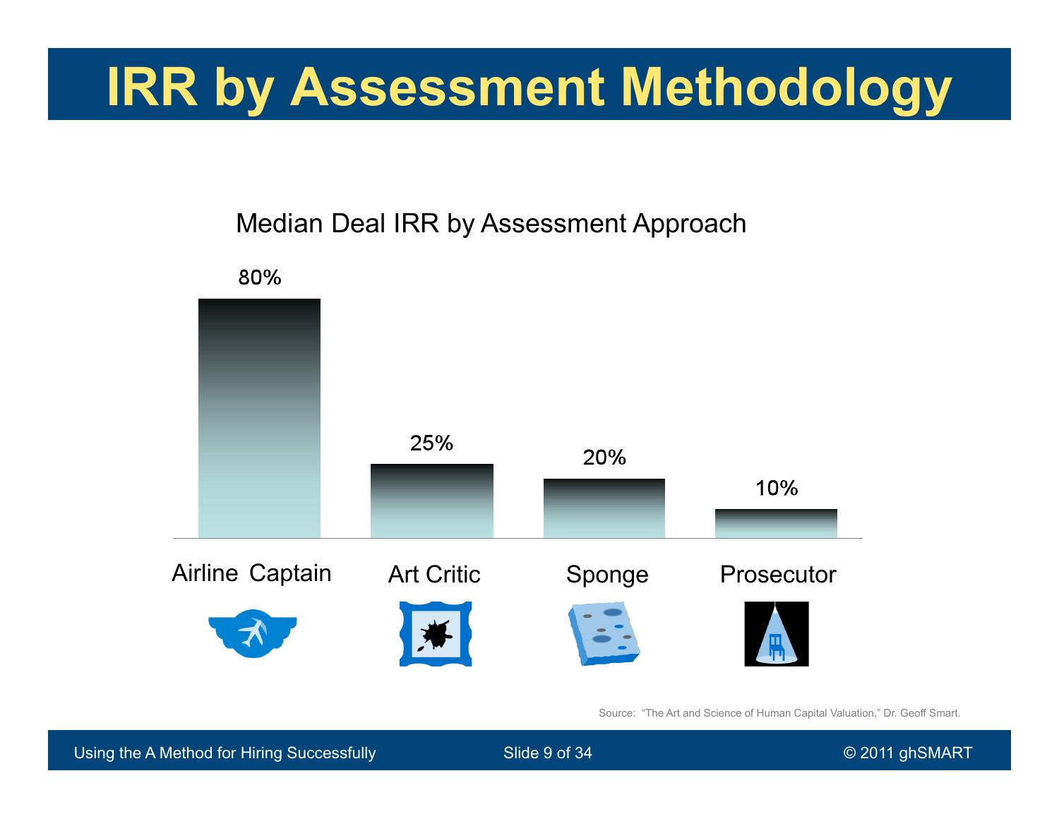# IRR by Assessment Methodology

Median Deal IRR by Assessment Approach

| Assessment Approach | Median Deal IRR |
| --- | --- |
| Airline Captain | 80% |
| Art Critic | 25% |
| Sponge | 20% |
| Prosecutor | 10% |

Source: "The Art and Science of Human Capital Valuation," Dr. Geoff Smart.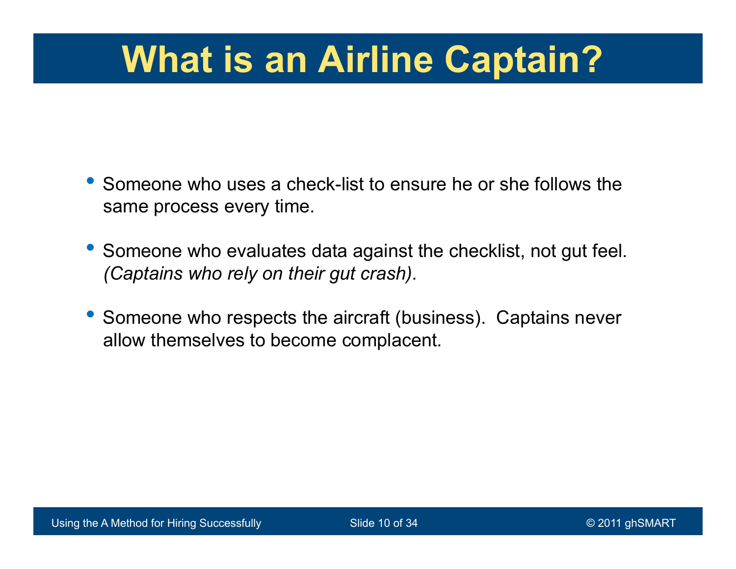# What is an Airline Captain?

- Someone who uses a check-list to ensure he or she follows the same process every time.
- Someone who evaluates data against the checklist, not gut feel. *(Captains who rely on their gut crash).*
- Someone who respects the aircraft (business). Captains never allow themselves to become complacent.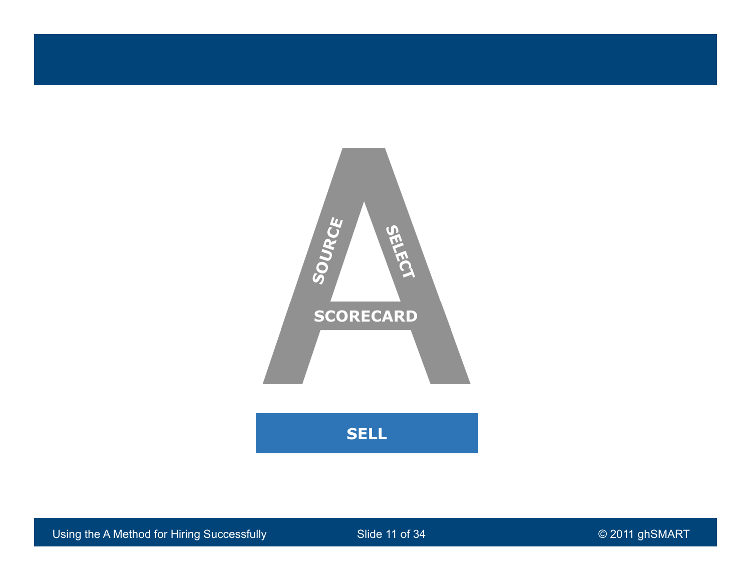SOURCE

SELECT

SCORECARD

SELL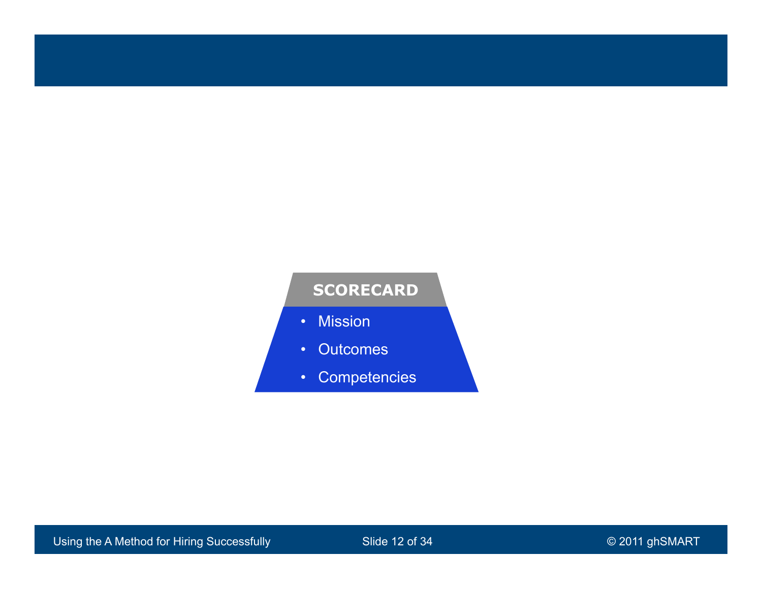**SCORECARD**

- Mission
- Outcomes
- Competencies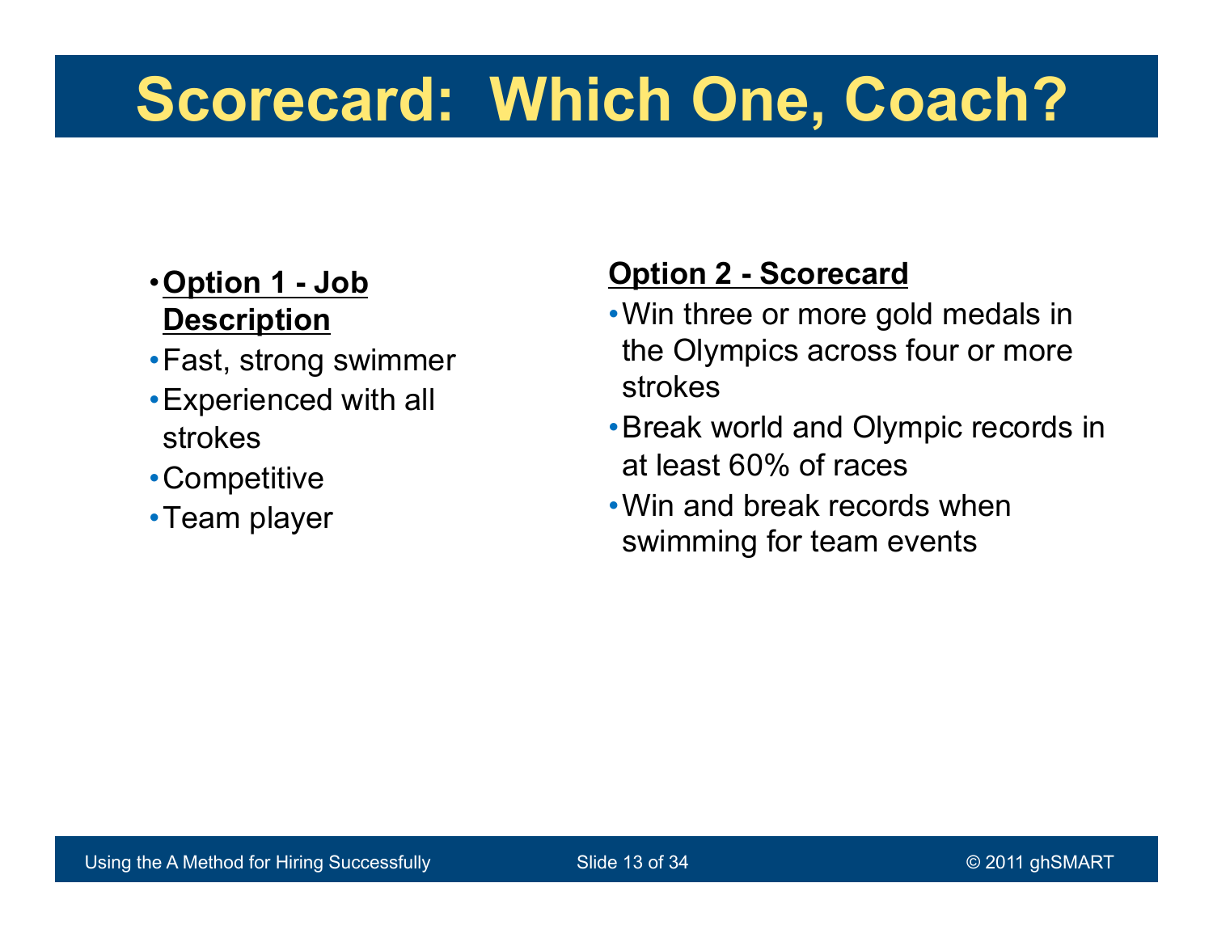# Scorecard: Which One, Coach?

- **Option 1 - Job Description**
- Fast, strong swimmer
- Experienced with all strokes
- Competitive
- Team player

**Option 2 - Scorecard**

- Win three or more gold medals in the Olympics across four or more strokes
- Break world and Olympic records in at least 60% of races
- Win and break records when swimming for team events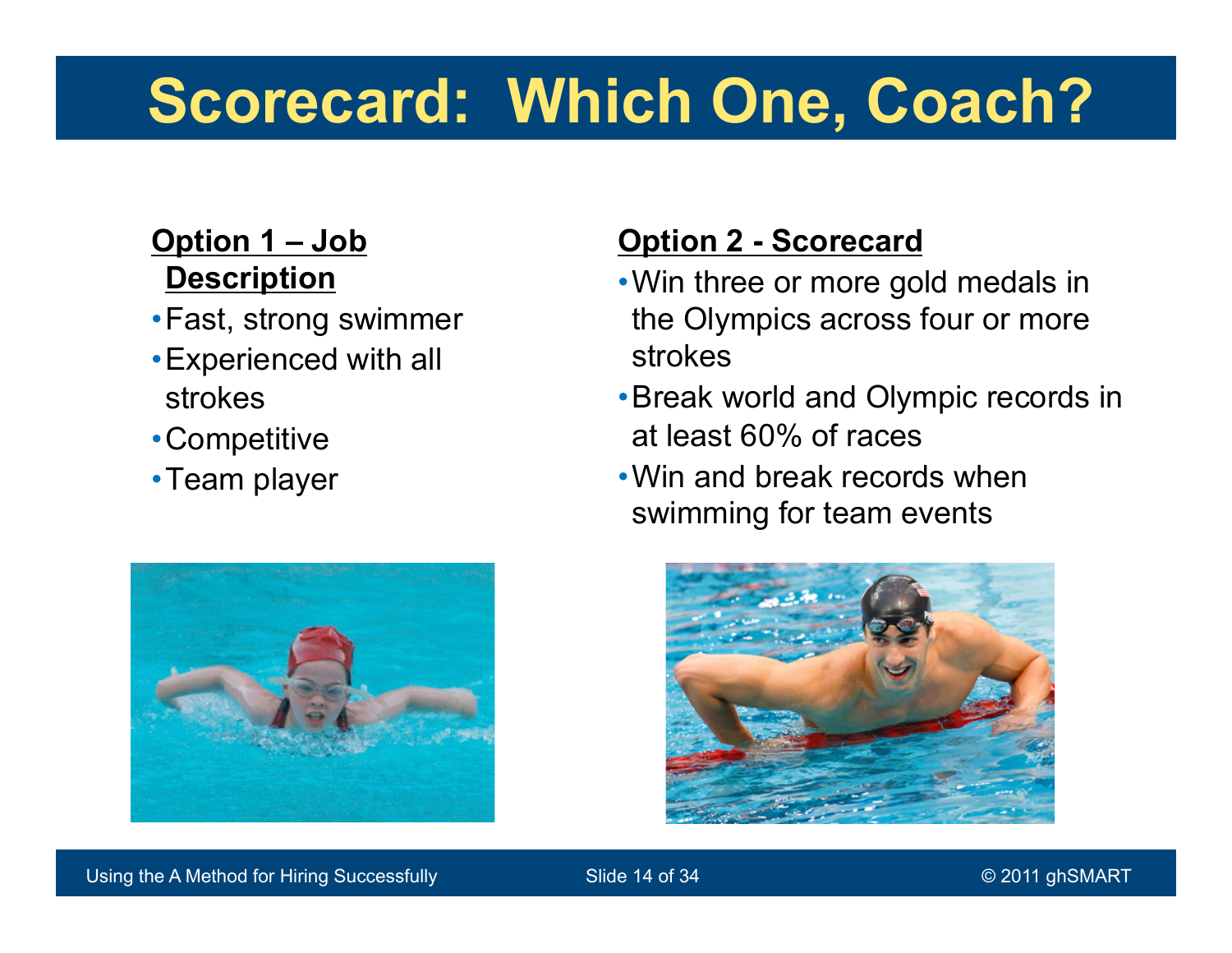# Scorecard: Which One, Coach?

**Option 1 – Job Description**

- Fast, strong swimmer
- Experienced with all strokes
- Competitive
- Team player

**Option 2 - Scorecard**

- Win three or more gold medals in the Olympics across four or more strokes
- Break world and Olympic records in at least 60% of races
- Win and break records when swimming for team events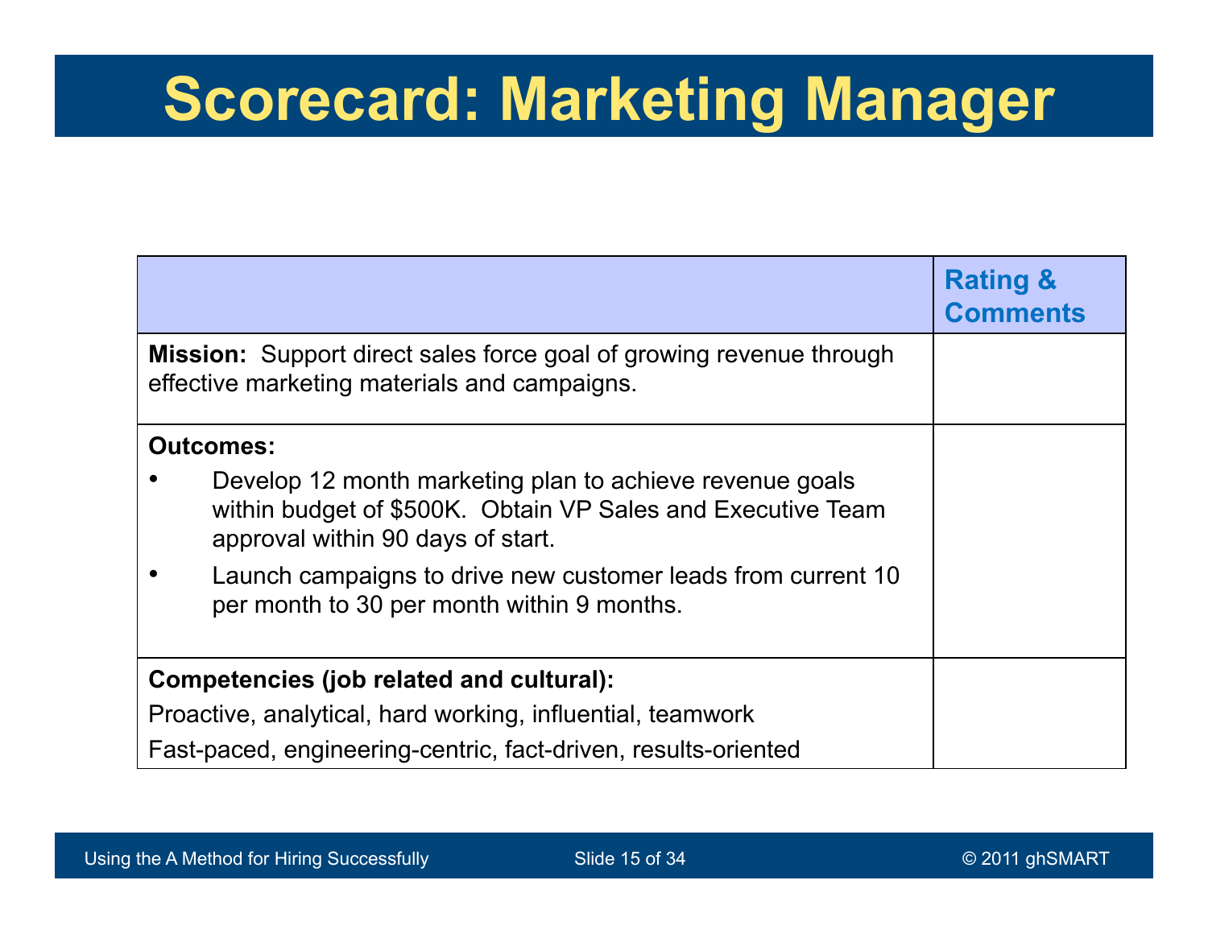# Scorecard: Marketing Manager

| | Rating & Comments |
|---|---|
| **Mission:** Support direct sales force goal of growing revenue through effective marketing materials and campaigns. | |
| **Outcomes:**<br>• Develop 12 month marketing plan to achieve revenue goals within budget of $500K. Obtain VP Sales and Executive Team approval within 90 days of start.<br>• Launch campaigns to drive new customer leads from current 10 per month to 30 per month within 9 months. | |
| **Competencies (job related and cultural):**<br>Proactive, analytical, hard working, influential, teamwork<br>Fast-paced, engineering-centric, fact-driven, results-oriented | |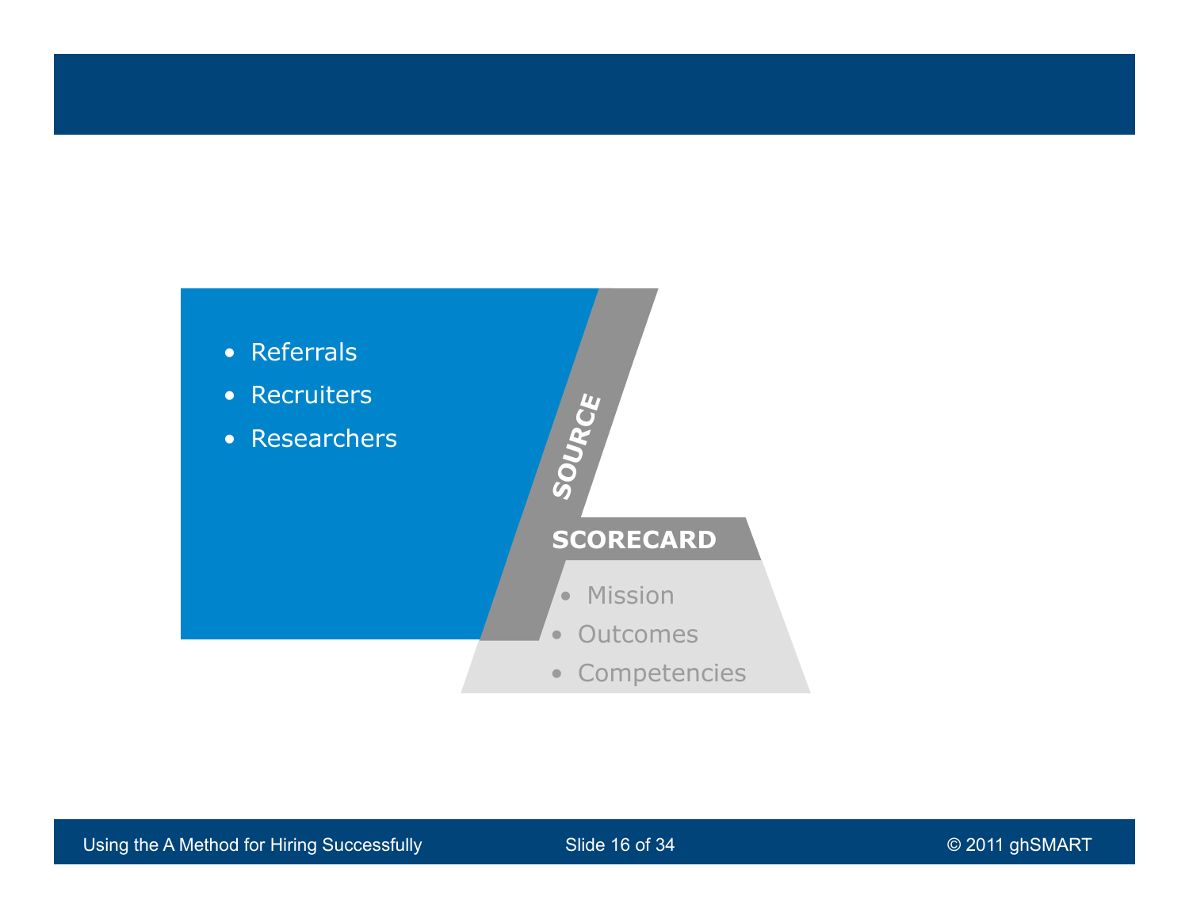- Referrals
- Recruiters
- Researchers

**SOURCE**

**SCORECARD**

- Mission
- Outcomes
- Competencies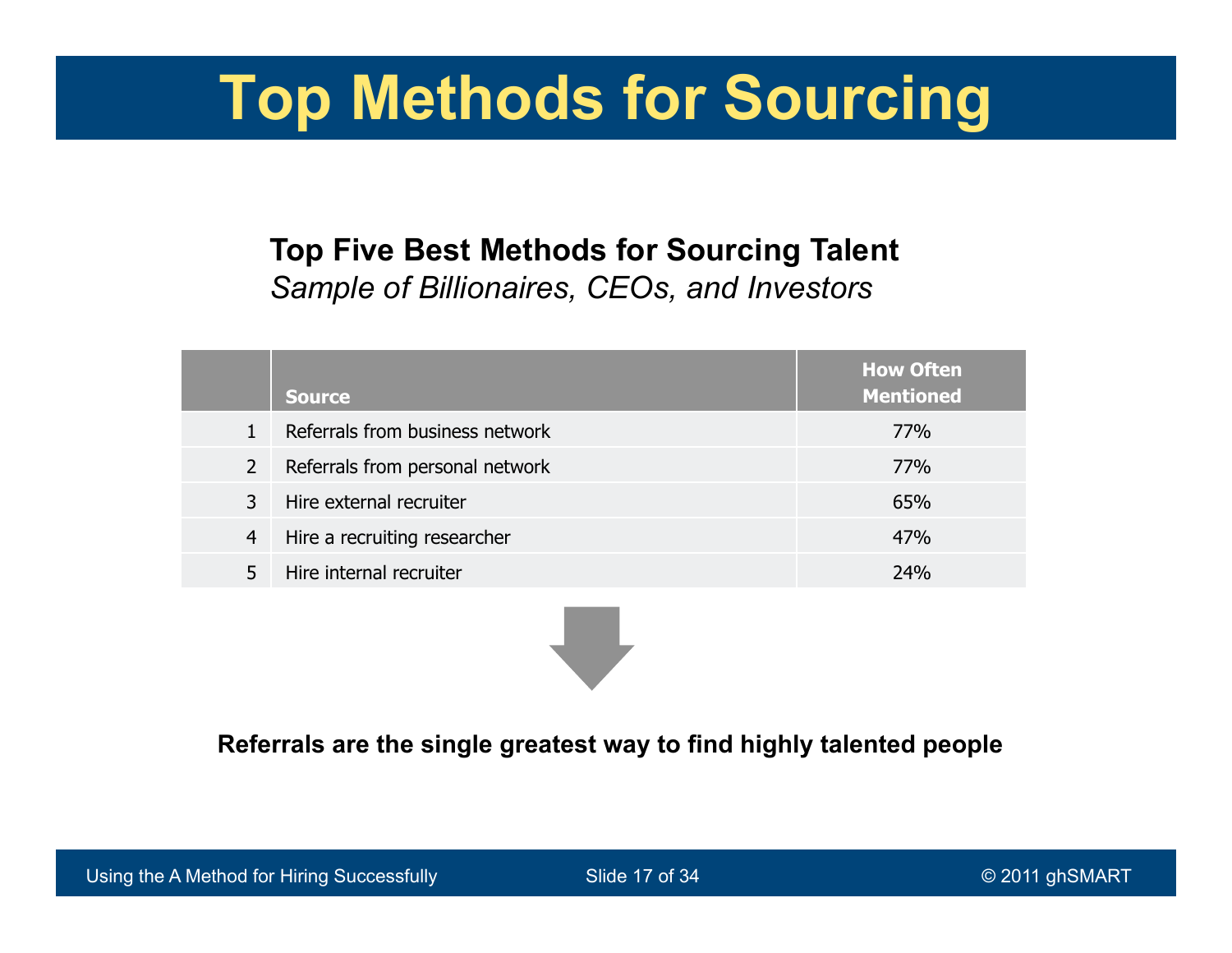# Top Methods for Sourcing

**Top Five Best Methods for Sourcing Talent**
*Sample of Billionaires, CEOs, and Investors*

| | Source | How Often Mentioned |
|---|---|---|
| 1 | Referrals from business network | 77% |
| 2 | Referrals from personal network | 77% |
| 3 | Hire external recruiter | 65% |
| 4 | Hire a recruiting researcher | 47% |
| 5 | Hire internal recruiter | 24% |

**Referrals are the single greatest way to find highly talented people**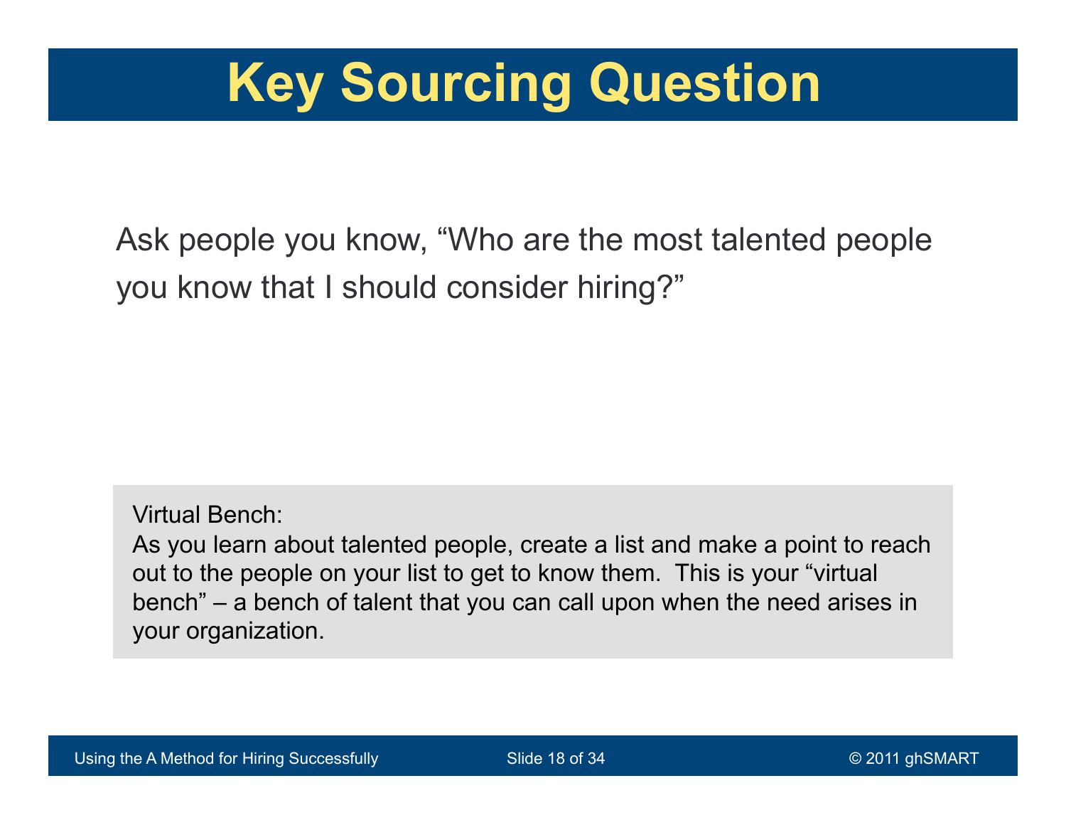# Key Sourcing Question

Ask people you know, “Who are the most talented people you know that I should consider hiring?”

Virtual Bench:
As you learn about talented people, create a list and make a point to reach out to the people on your list to get to know them. This is your “virtual bench” – a bench of talent that you can call upon when the need arises in your organization.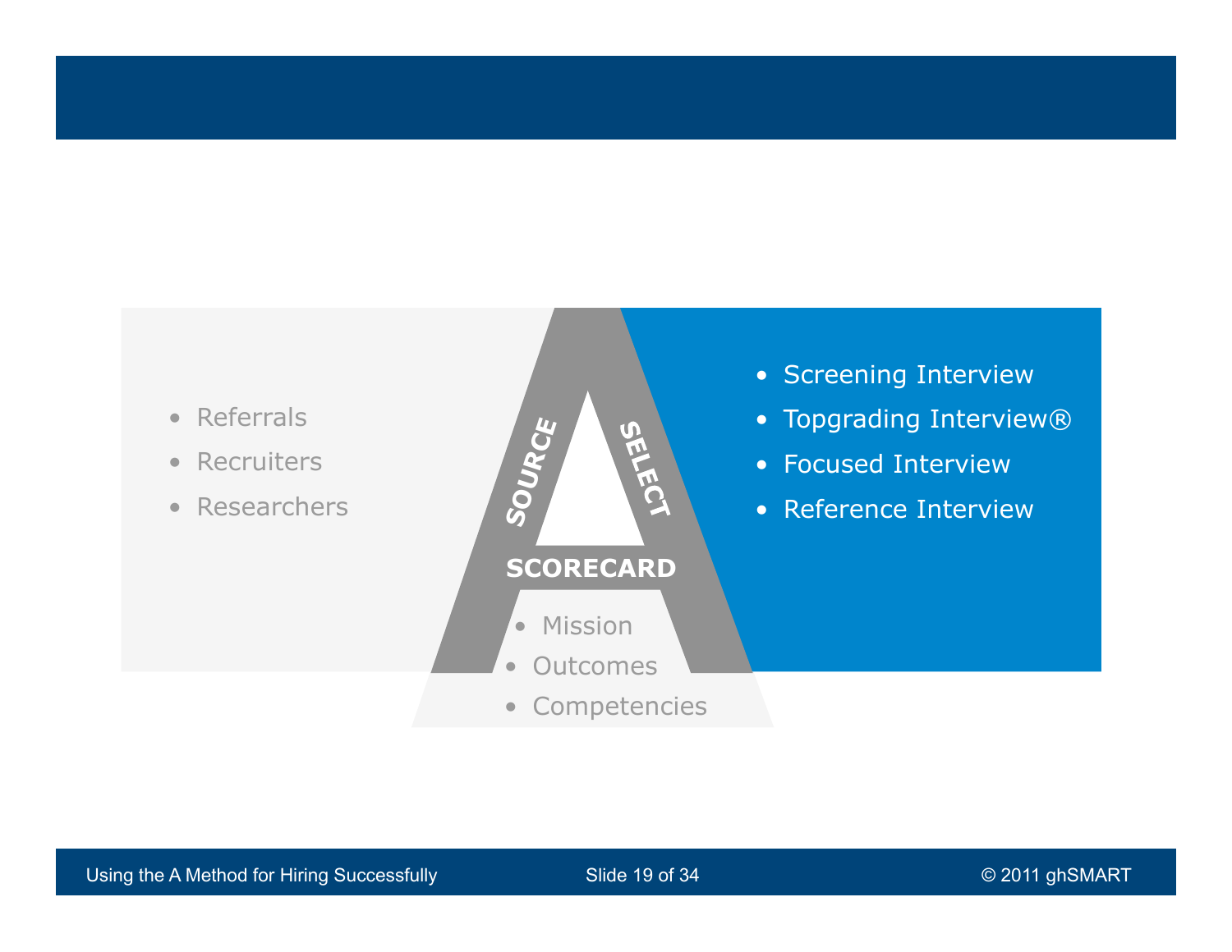**SOURCE**

- Referrals
- Recruiters
- Researchers

**SELECT**

- Screening Interview
- Topgrading Interview®
- Focused Interview
- Reference Interview

**SCORECARD**

- Mission
- Outcomes
- Competencies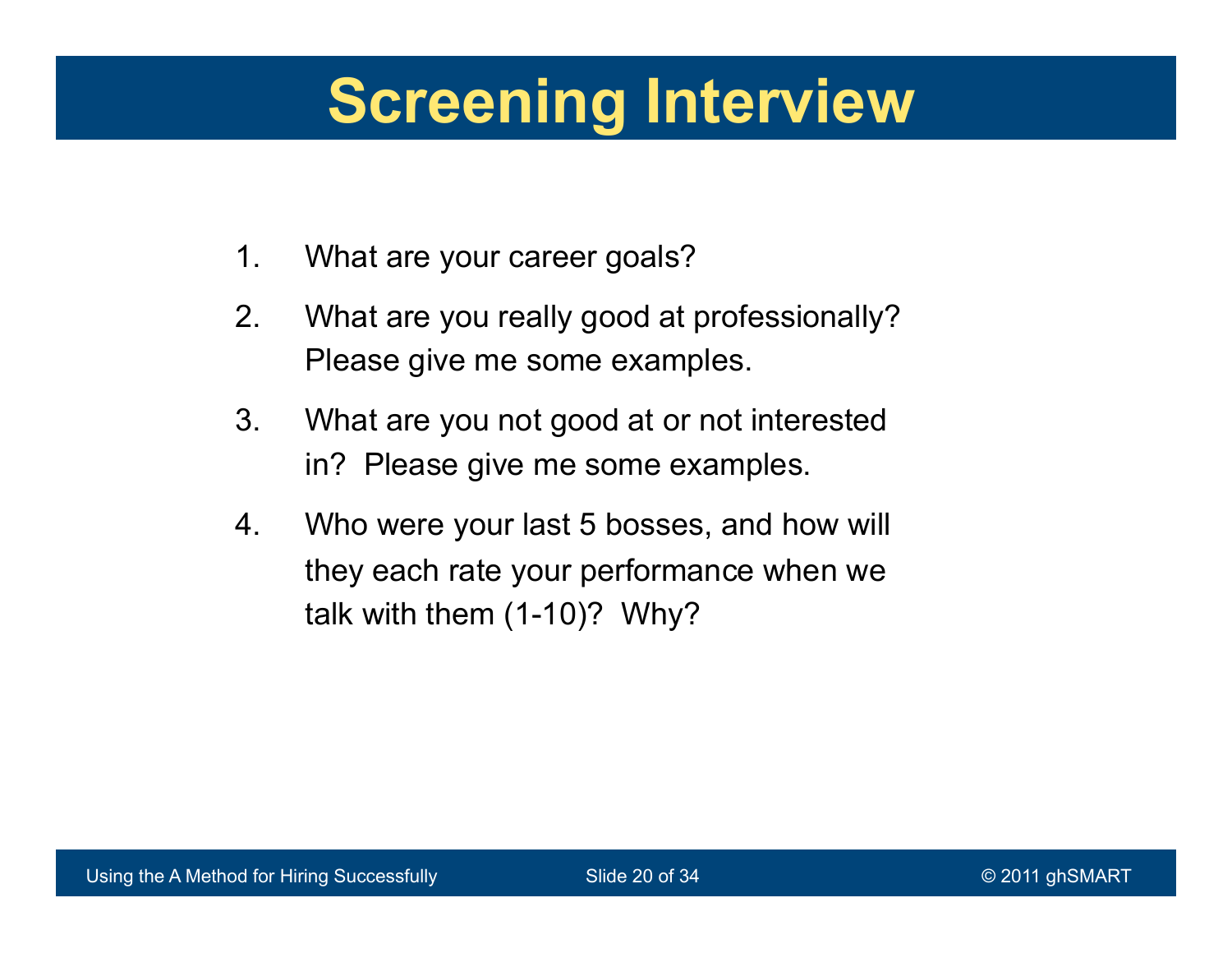# Screening Interview

1. What are your career goals?
2. What are you really good at professionally? Please give me some examples.
3. What are you not good at or not interested in? Please give me some examples.
4. Who were your last 5 bosses, and how will they each rate your performance when we talk with them (1-10)? Why?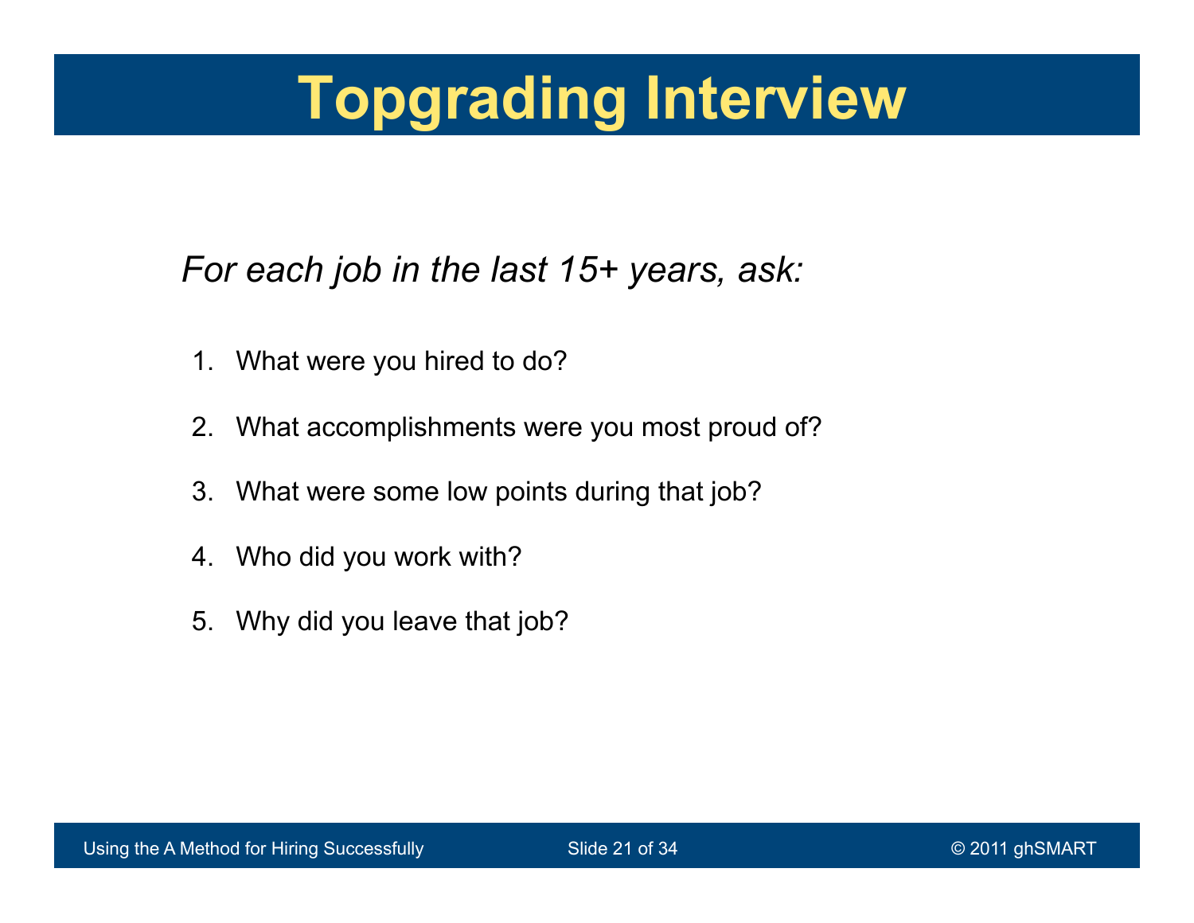# Topgrading Interview

*For each job in the last 15+ years, ask:*

1. What were you hired to do?
2. What accomplishments were you most proud of?
3. What were some low points during that job?
4. Who did you work with?
5. Why did you leave that job?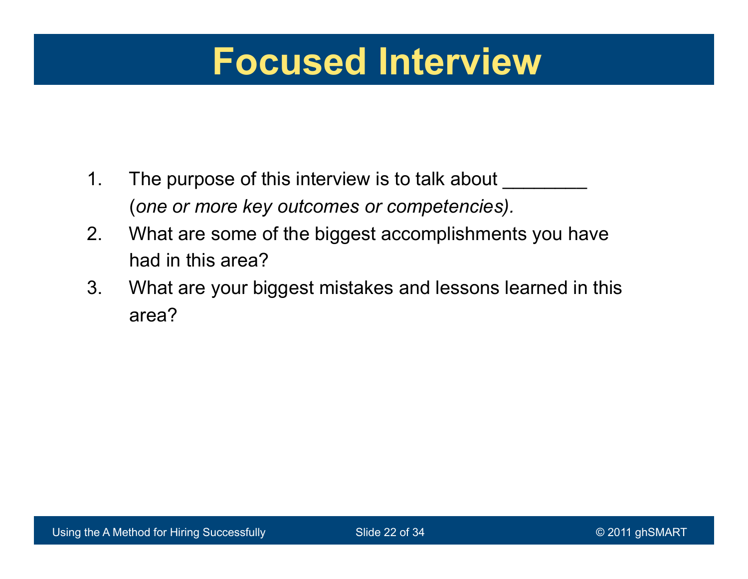# Focused Interview

1. The purpose of this interview is to talk about ________ (*one or more key outcomes or competencies).*
2. What are some of the biggest accomplishments you have had in this area?
3. What are your biggest mistakes and lessons learned in this area?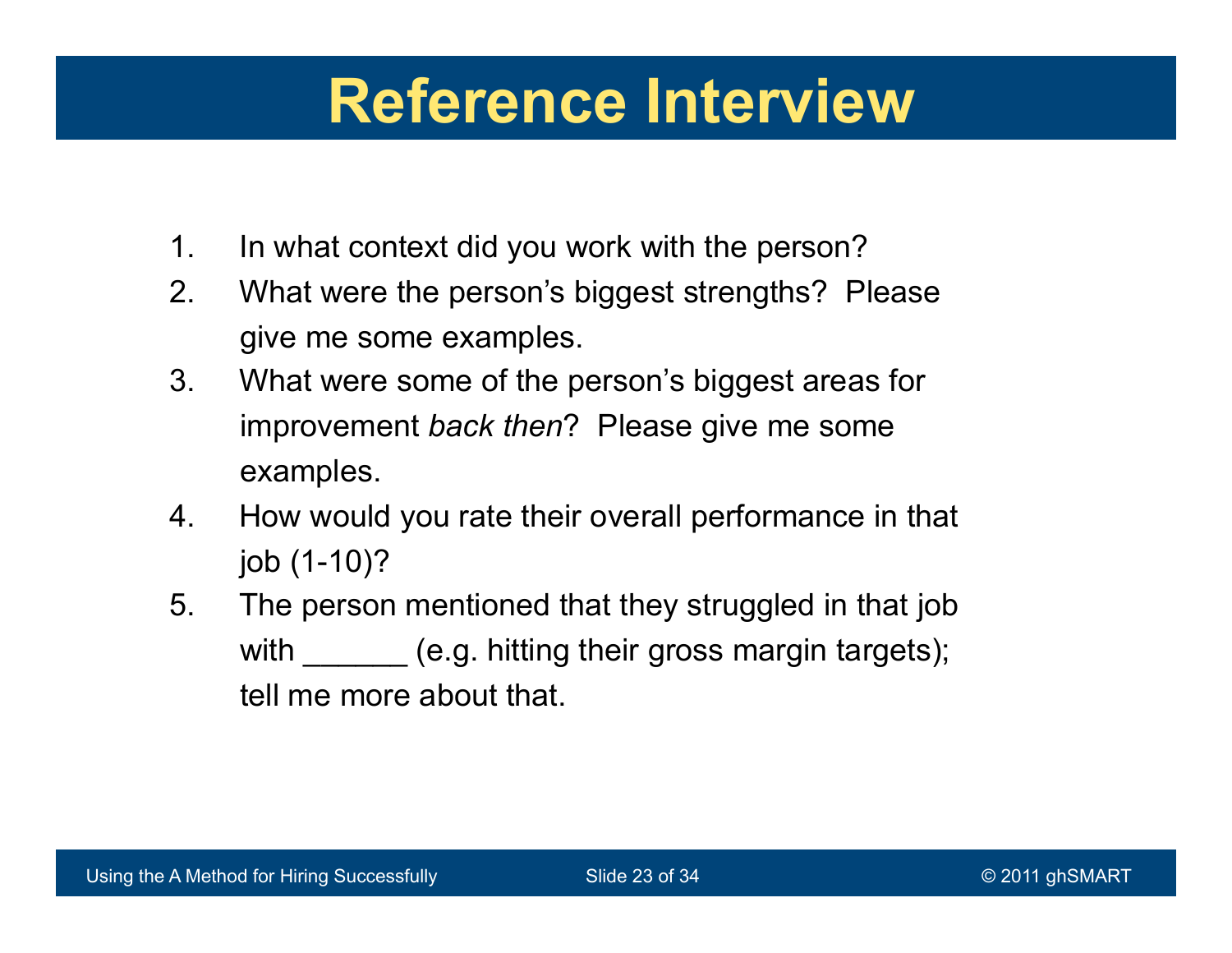# Reference Interview

1. In what context did you work with the person?
2. What were the person's biggest strengths? Please give me some examples.
3. What were some of the person's biggest areas for improvement *back then*? Please give me some examples.
4. How would you rate their overall performance in that job (1-10)?
5. The person mentioned that they struggled in that job with ______ (e.g. hitting their gross margin targets); tell me more about that.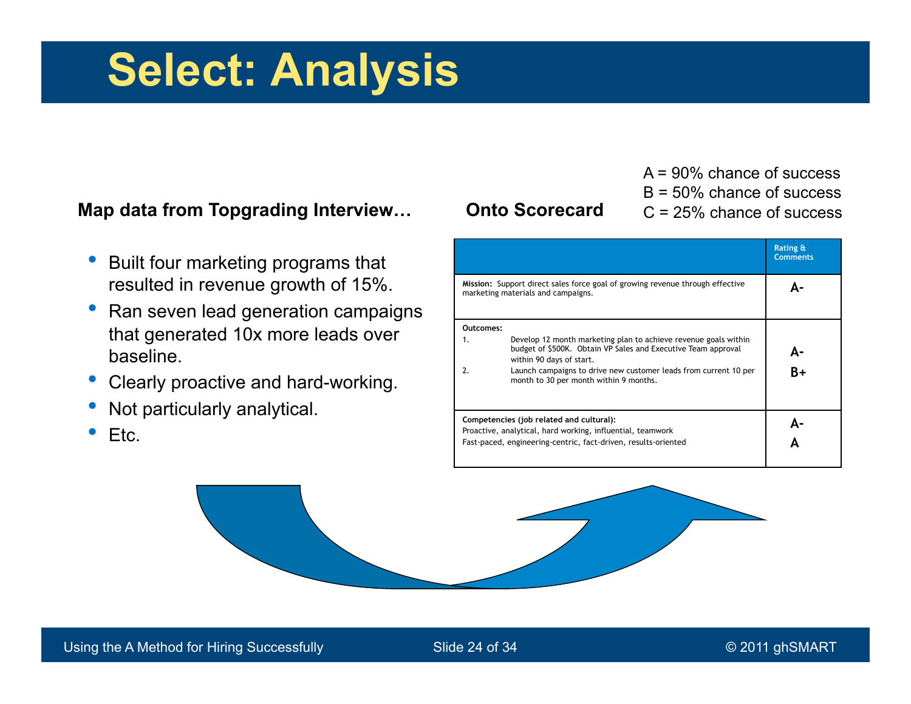# Select: Analysis

**Map data from Topgrading Interview…**

- Built four marketing programs that resulted in revenue growth of 15%.
- Ran seven lead generation campaigns that generated 10x more leads over baseline.
- Clearly proactive and hard-working.
- Not particularly analytical.
- Etc.

**Onto Scorecard**

A = 90% chance of success
B = 50% chance of success
C = 25% chance of success

| | Rating & Comments |
|---|---|
| **Mission:** Support direct sales force goal of growing revenue through effective marketing materials and campaigns. | A- |
| **Outcomes:**<br>1. Develop 12 month marketing plan to achieve revenue goals within budget of $500K. Obtain VP Sales and Executive Team approval within 90 days of start.<br>2. Launch campaigns to drive new customer leads from current 10 per month to 30 per month within 9 months. | A-<br>B+ |
| **Competencies (job related and cultural):**<br>Proactive, analytical, hard working, influential, teamwork<br>Fast-paced, engineering-centric, fact-driven, results-oriented | A-<br>A |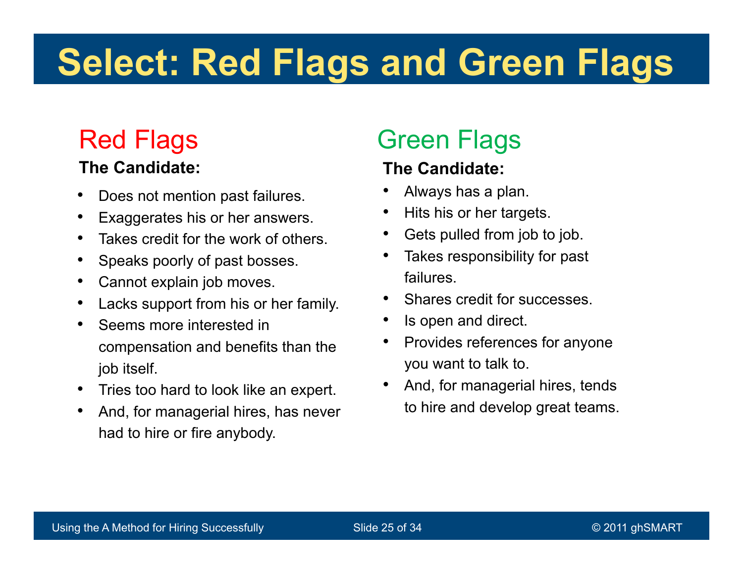# Select: Red Flags and Green Flags

## Red Flags

**The Candidate:**

- Does not mention past failures.
- Exaggerates his or her answers.
- Takes credit for the work of others.
- Speaks poorly of past bosses.
- Cannot explain job moves.
- Lacks support from his or her family.
- Seems more interested in compensation and benefits than the job itself.
- Tries too hard to look like an expert.
- And, for managerial hires, has never had to hire or fire anybody.

## Green Flags

**The Candidate:**

- Always has a plan.
- Hits his or her targets.
- Gets pulled from job to job.
- Takes responsibility for past failures.
- Shares credit for successes.
- Is open and direct.
- Provides references for anyone you want to talk to.
- And, for managerial hires, tends to hire and develop great teams.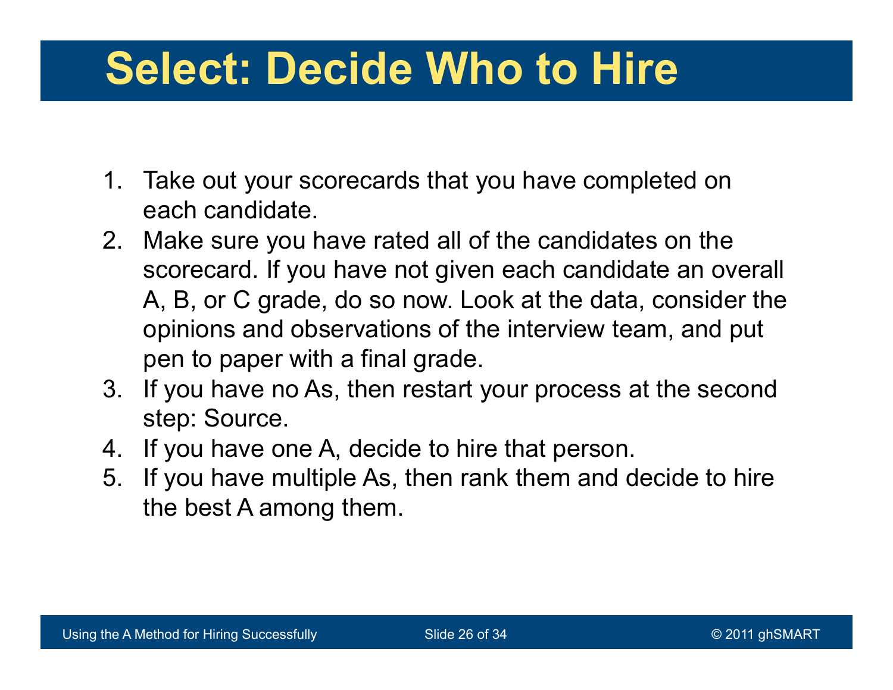# Select: Decide Who to Hire

1. Take out your scorecards that you have completed on each candidate.
2. Make sure you have rated all of the candidates on the scorecard. If you have not given each candidate an overall A, B, or C grade, do so now. Look at the data, consider the opinions and observations of the interview team, and put pen to paper with a final grade.
3. If you have no As, then restart your process at the second step: Source.
4. If you have one A, decide to hire that person.
5. If you have multiple As, then rank them and decide to hire the best A among them.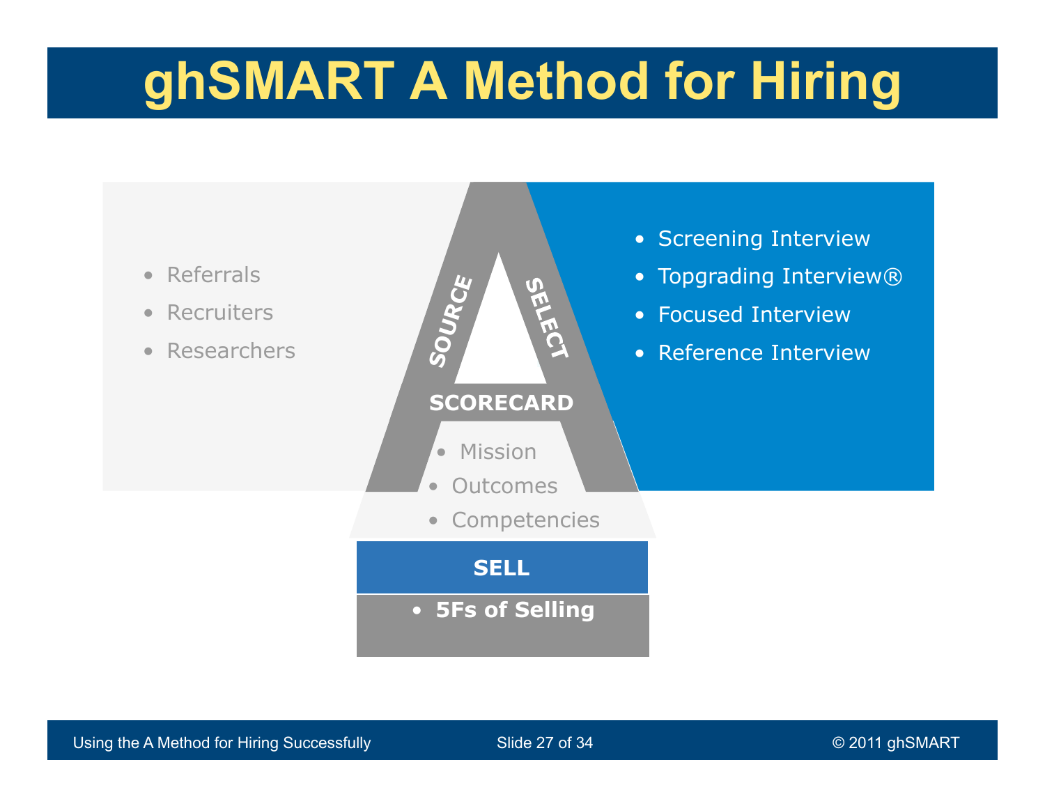# ghSMART A Method for Hiring

**SOURCE**

- Referrals
- Recruiters
- Researchers

**SELECT**

- Screening Interview
- Topgrading Interview®
- Focused Interview
- Reference Interview

**SCORECARD**

- Mission
- Outcomes
- Competencies

**SELL**

- **5Fs of Selling**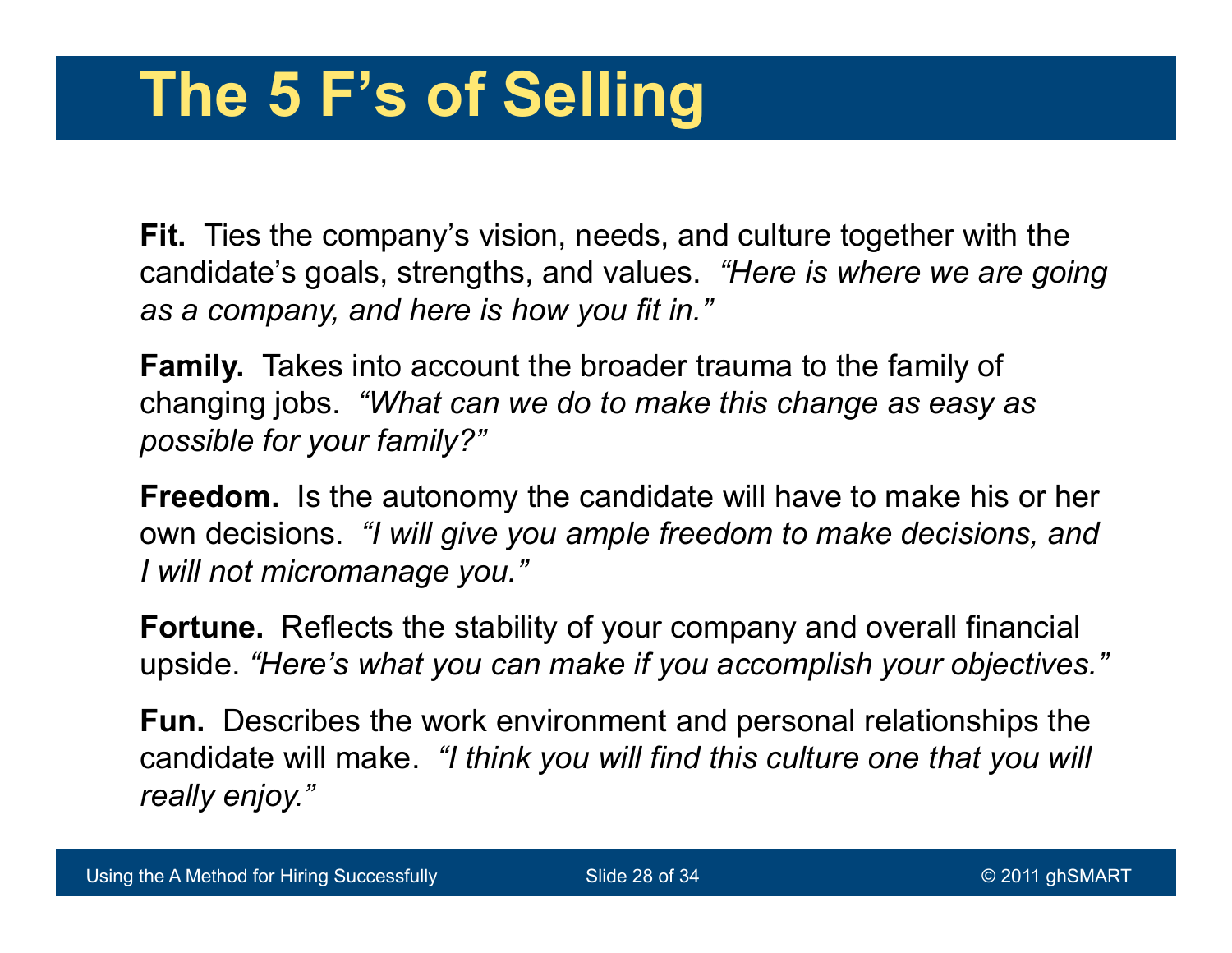# The 5 F's of Selling

**Fit.** Ties the company's vision, needs, and culture together with the candidate's goals, strengths, and values. *"Here is where we are going as a company, and here is how you fit in."*

**Family.** Takes into account the broader trauma to the family of changing jobs. *"What can we do to make this change as easy as possible for your family?"*

**Freedom.** Is the autonomy the candidate will have to make his or her own decisions. *"I will give you ample freedom to make decisions, and I will not micromanage you."*

**Fortune.** Reflects the stability of your company and overall financial upside. *"Here's what you can make if you accomplish your objectives."*

**Fun.** Describes the work environment and personal relationships the candidate will make. *"I think you will find this culture one that you will really enjoy."*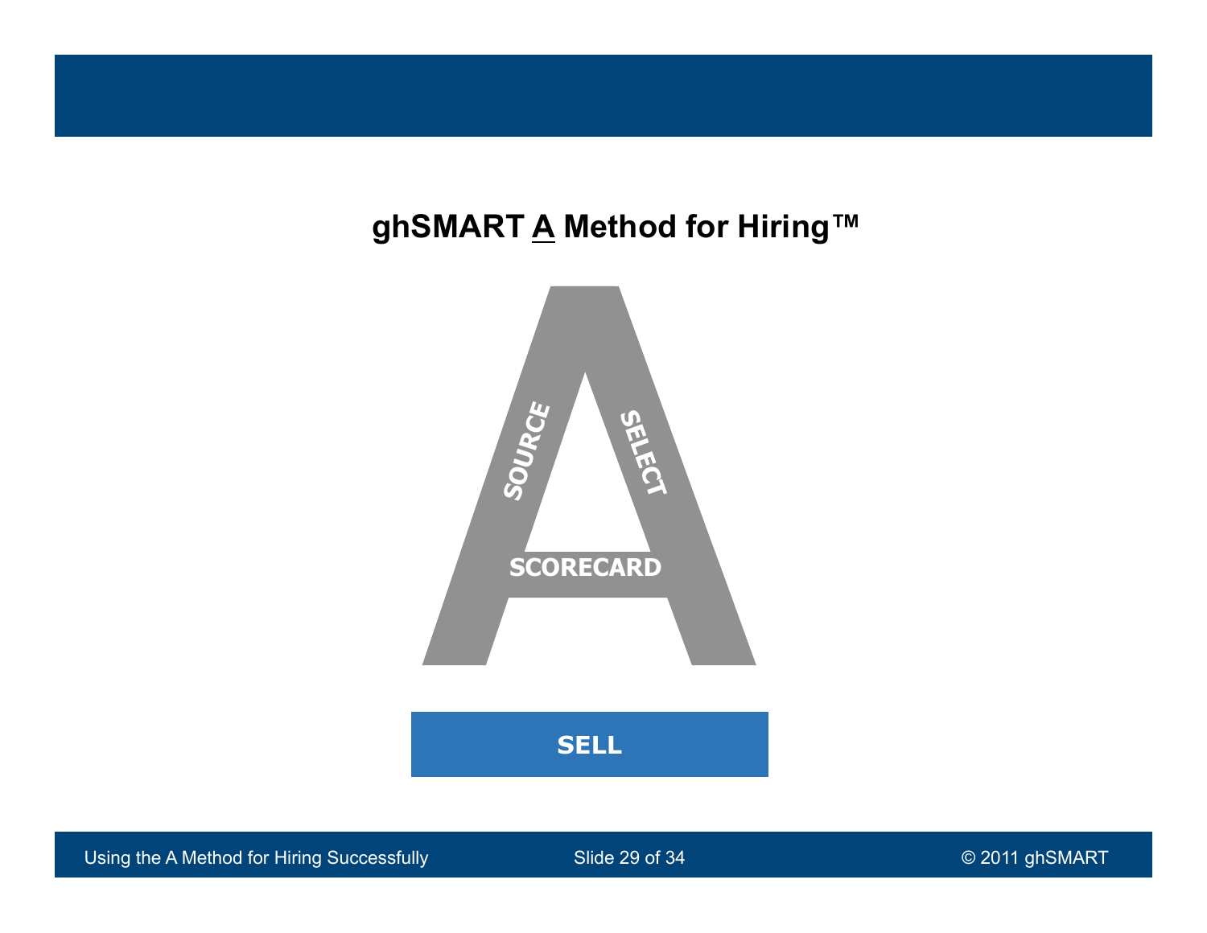## ghSMART A Method for Hiring™

SOURCE

SELECT

SCORECARD

SELL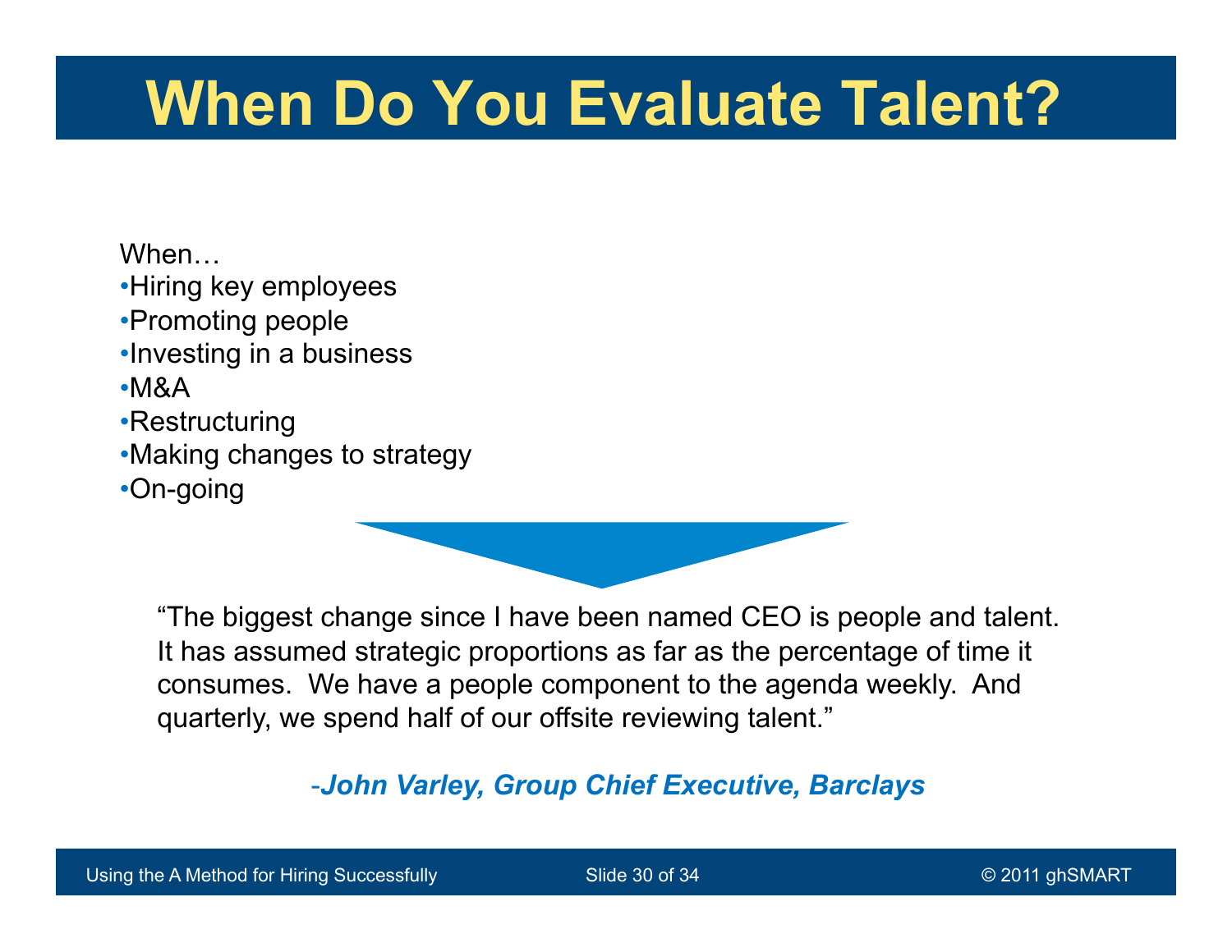# When Do You Evaluate Talent?

When…

- Hiring key employees
- Promoting people
- Investing in a business
- M&A
- Restructuring
- Making changes to strategy
- On-going

"The biggest change since I have been named CEO is people and talent. It has assumed strategic proportions as far as the percentage of time it consumes. We have a people component to the agenda weekly. And quarterly, we spend half of our offsite reviewing talent."

-***John Varley, Group Chief Executive, Barclays***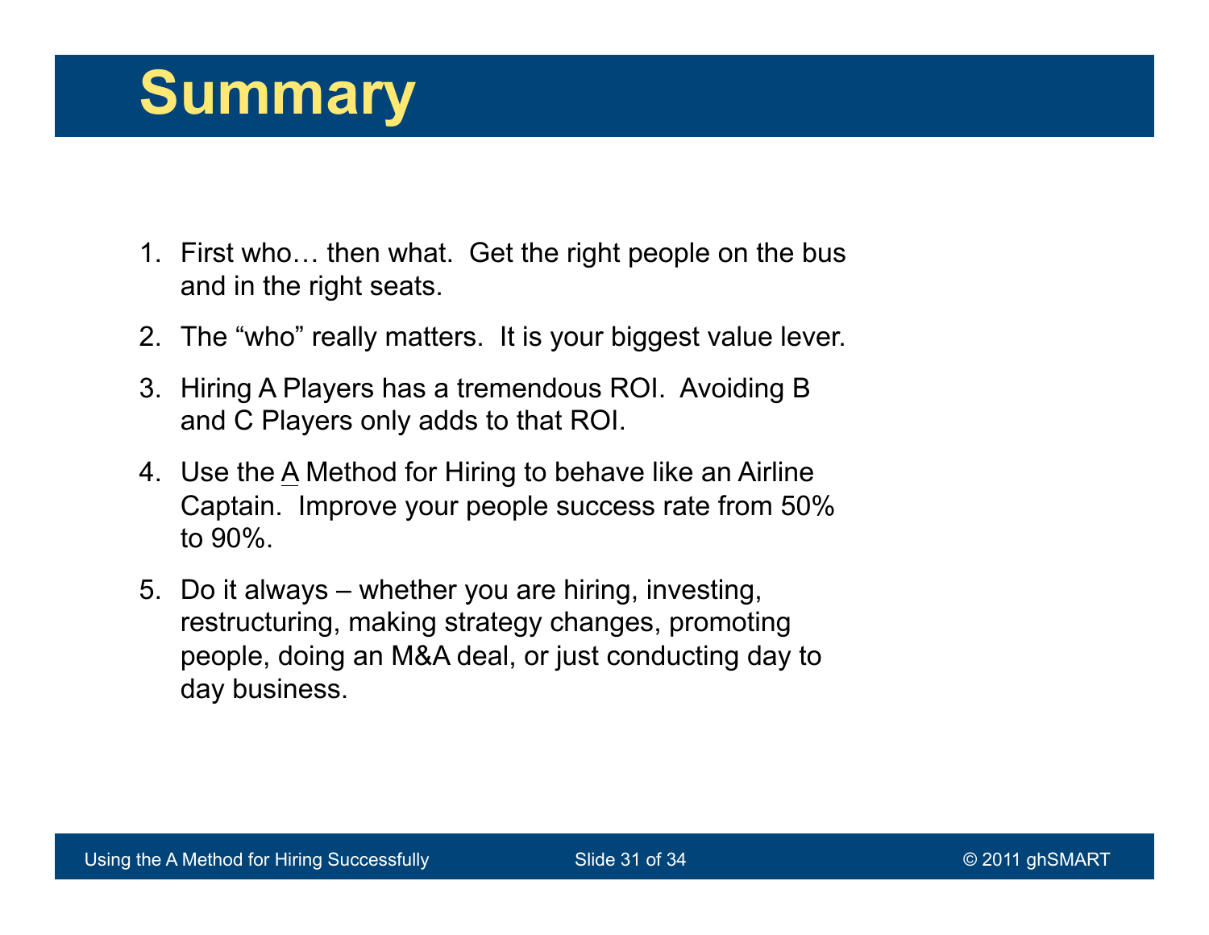# Summary

1. First who… then what. Get the right people on the bus and in the right seats.
2. The "who" really matters. It is your biggest value lever.
3. Hiring A Players has a tremendous ROI. Avoiding B and C Players only adds to that ROI.
4. Use the <u>A</u> Method for Hiring to behave like an Airline Captain. Improve your people success rate from 50% to 90%.
5. Do it always – whether you are hiring, investing, restructuring, making strategy changes, promoting people, doing an M&A deal, or just conducting day to day business.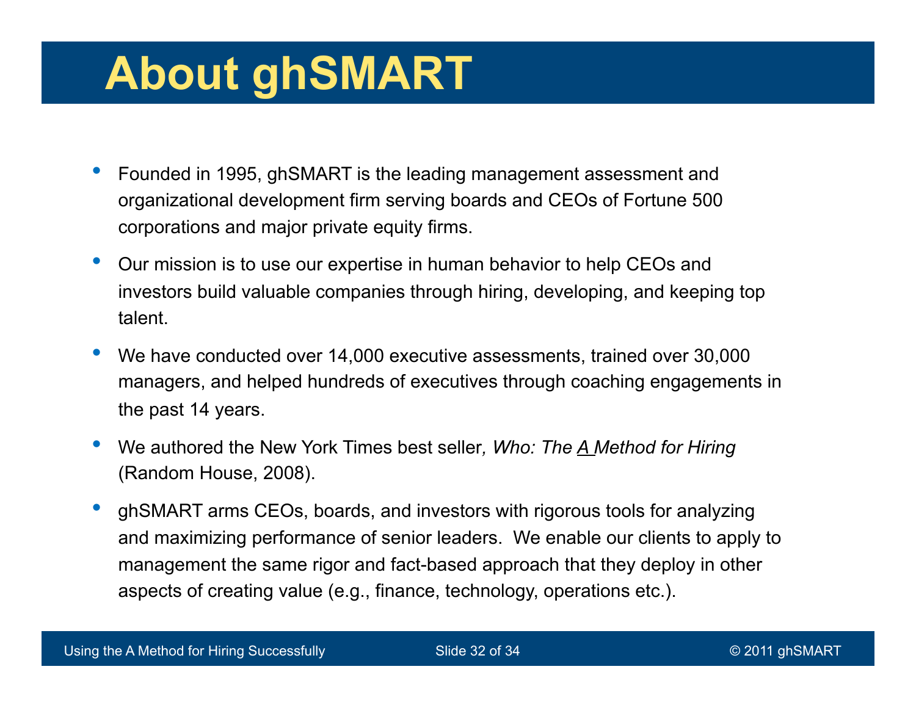# About ghSMART

- Founded in 1995, ghSMART is the leading management assessment and organizational development firm serving boards and CEOs of Fortune 500 corporations and major private equity firms.
- Our mission is to use our expertise in human behavior to help CEOs and investors build valuable companies through hiring, developing, and keeping top talent.
- We have conducted over 14,000 executive assessments, trained over 30,000 managers, and helped hundreds of executives through coaching engagements in the past 14 years.
- We authored the New York Times best seller*, Who: The A Method for Hiring* (Random House, 2008).
- ghSMART arms CEOs, boards, and investors with rigorous tools for analyzing and maximizing performance of senior leaders. We enable our clients to apply to management the same rigor and fact-based approach that they deploy in other aspects of creating value (e.g., finance, technology, operations etc.).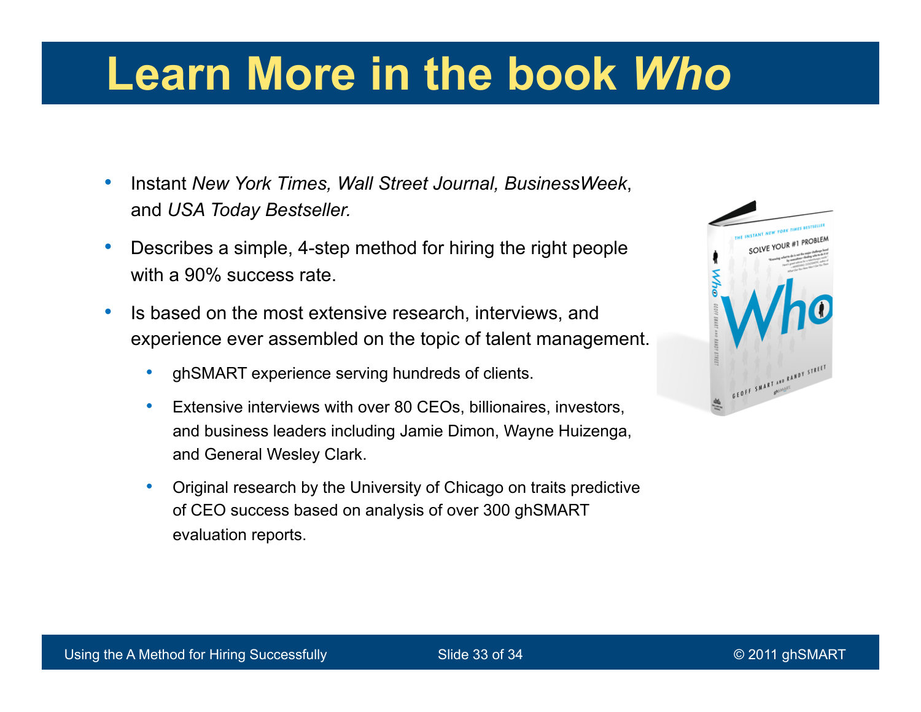# Learn More in the book *Who*

- Instant *New York Times, Wall Street Journal, BusinessWeek*, and *USA Today Bestseller.*
- Describes a simple, 4-step method for hiring the right people with a 90% success rate.
- Is based on the most extensive research, interviews, and experience ever assembled on the topic of talent management.
    - ghSMART experience serving hundreds of clients.
    - Extensive interviews with over 80 CEOs, billionaires, investors, and business leaders including Jamie Dimon, Wayne Huizenga, and General Wesley Clark.
    - Original research by the University of Chicago on traits predictive of CEO success based on analysis of over 300 ghSMART evaluation reports.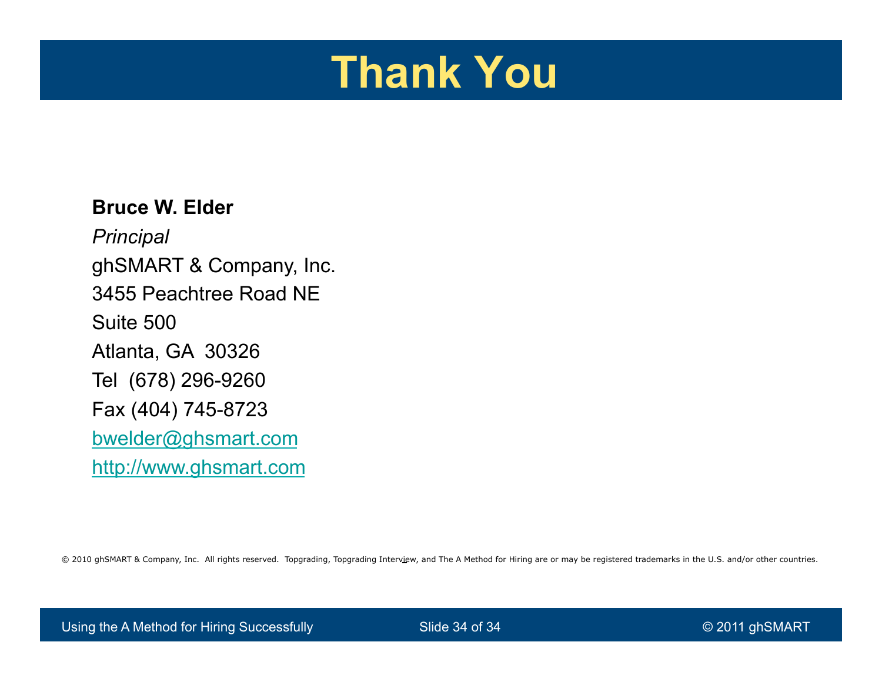# Thank You

**Bruce W. Elder**

*Principal*

ghSMART & Company, Inc.

3455 Peachtree Road NE

Suite 500

Atlanta, GA 30326

Tel (678) 296-9260

Fax (404) 745-8723

bwelder@ghsmart.com

http://www.ghsmart.com

© 2010 ghSMART & Company, Inc. All rights reserved. Topgrading, Topgrading Interview, and The A Method for Hiring are or may be registered trademarks in the U.S. and/or other countries.